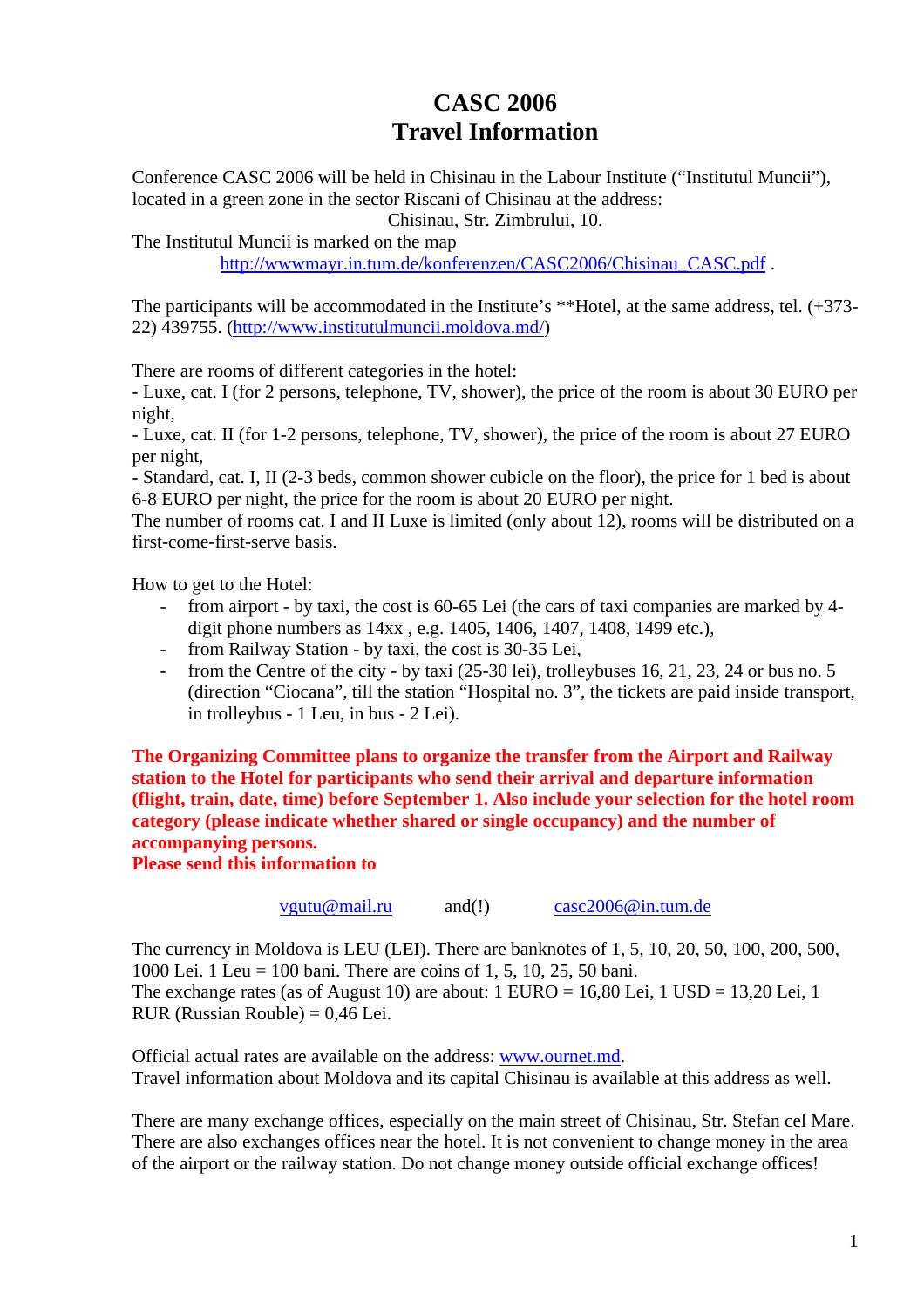# CASC 2006
# Travel Information

Conference CASC 2006 will be held in Chisinau in the Labour Institute (“Institutul Muncii”), located in a green zone in the sector Riscani of Chisinau at the address:

Chisinau, Str. Zimbrului, 10.

The Institutul Muncii is marked on the map

http://wwwmayr.in.tum.de/konferenzen/CASC2006/Chisinau_CASC.pdf .

The participants will be accommodated in the Institute’s **Hotel, at the same address, tel. (+373-22) 439755. (http://www.institutulmuncii.moldova.md/)

There are rooms of different categories in the hotel:
- Luxe, cat. I (for 2 persons, telephone, TV, shower), the price of the room is about 30 EURO per night,
- Luxe, cat. II (for 1-2 persons, telephone, TV, shower), the price of the room is about 27 EURO per night,
- Standard, cat. I, II (2-3 beds, common shower cubicle on the floor), the price for 1 bed is about 6-8 EURO per night, the price for the room is about 20 EURO per night.

The number of rooms cat. I and II Luxe is limited (only about 12), rooms will be distributed on a first-come-first-serve basis.

How to get to the Hotel:

- from airport - by taxi, the cost is 60-65 Lei (the cars of taxi companies are marked by 4-digit phone numbers as 14xx , e.g. 1405, 1406, 1407, 1408, 1499 etc.),
- from Railway Station - by taxi, the cost is 30-35 Lei,
- from the Centre of the city - by taxi (25-30 lei), trolleybuses 16, 21, 23, 24 or bus no. 5 (direction “Ciocana”, till the station “Hospital no. 3”, the tickets are paid inside transport, in trolleybus - 1 Leu, in bus - 2 Lei).

**The Organizing Committee plans to organize the transfer from the Airport and Railway station to the Hotel for participants who send their arrival and departure information (flight, train, date, time) before September 1. Also include your selection for the hotel room category (please indicate whether shared or single occupancy) and the number of accompanying persons.**
**Please send this information to**

vgutu@mail.ru and(!) casc2006@in.tum.de

The currency in Moldova is LEU (LEI). There are banknotes of 1, 5, 10, 20, 50, 100, 200, 500, 1000 Lei. 1 Leu = 100 bani. There are coins of 1, 5, 10, 25, 50 bani.
The exchange rates (as of August 10) are about: 1 EURO = 16,80 Lei, 1 USD = 13,20 Lei, 1 RUR (Russian Rouble) = 0,46 Lei.

Official actual rates are available on the address: www.ournet.md.
Travel information about Moldova and its capital Chisinau is available at this address as well.

There are many exchange offices, especially on the main street of Chisinau, Str. Stefan cel Mare. There are also exchanges offices near the hotel. It is not convenient to change money in the area of the airport or the railway station. Do not change money outside official exchange offices!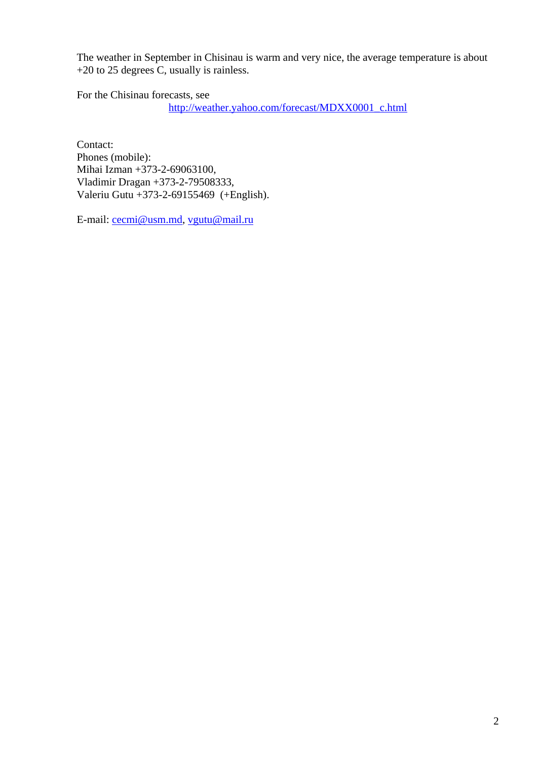The weather in September in Chisinau is warm and very nice, the average temperature is about +20 to 25 degrees C, usually is rainless.

For the Chisinau forecasts, see
http://weather.yahoo.com/forecast/MDXX0001_c.html

Contact:
Phones (mobile):
Mihai Izman +373-2-69063100,
Vladimir Dragan +373-2-79508333,
Valeriu Gutu +373-2-69155469 (+English).

E-mail: cecmi@usm.md, vgutu@mail.ru